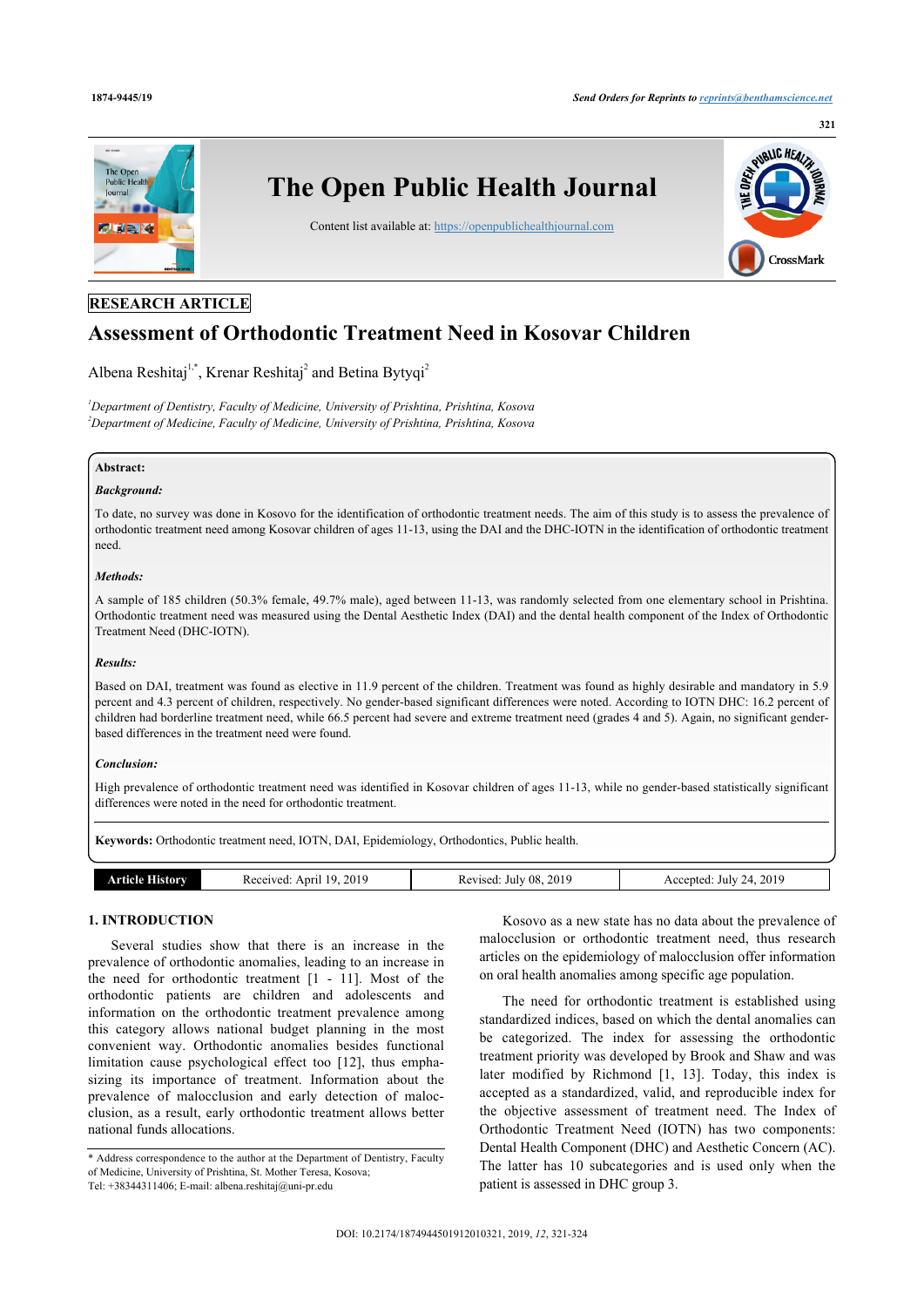RESEARCH ARTICLE

# Assessment of Orthodontic Treatment Need in Kosovar Children

Albena Reshitaj[1,*], Krenar Reshitaj[2] and Betina Bytyqi[2]

[1]Department of Dentistry, Faculty of Medicine, University of Prishtina, Prishtina, Kosova
[2]Department of Medicine, Faculty of Medicine, University of Prishtina, Prishtina, Kosova

**Abstract:**

***Background:***

To date, no survey was done in Kosovo for the identification of orthodontic treatment needs. The aim of this study is to assess the prevalence of orthodontic treatment need among Kosovar children of ages 11-13, using the DAI and the DHC-IOTN in the identification of orthodontic treatment need.

***Methods:***

A sample of 185 children (50.3% female, 49.7% male), aged between 11-13, was randomly selected from one elementary school in Prishtina. Orthodontic treatment need was measured using the Dental Aesthetic Index (DAI) and the dental health component of the Index of Orthodontic Treatment Need (DHC-IOTN).

***Results:***

Based on DAI, treatment was found as elective in 11.9 percent of the children. Treatment was found as highly desirable and mandatory in 5.9 percent and 4.3 percent of children, respectively. No gender-based significant differences were noted. According to IOTN DHC: 16.2 percent of children had borderline treatment need, while 66.5 percent had severe and extreme treatment need (grades 4 and 5). Again, no significant gender-based differences in the treatment need were found.

***Conclusion:***

High prevalence of orthodontic treatment need was identified in Kosovar children of ages 11-13, while no gender-based statistically significant differences were noted in the need for orthodontic treatment.

**Keywords:** Orthodontic treatment need, IOTN, DAI, Epidemiology, Orthodontics, Public health.

| Article History | Received: April 19, 2019 | Revised: July 08, 2019 | Accepted: July 24, 2019 |
|---|---|---|---|

## 1. INTRODUCTION

Several studies show that there is an increase in the prevalence of orthodontic anomalies, leading to an increase in the need for orthodontic treatment [1 - 11]. Most of the orthodontic patients are children and adolescents and information on the orthodontic treatment prevalence among this category allows national budget planning in the most convenient way. Orthodontic anomalies besides functional limitation cause psychological effect too [12], thus emphasizing its importance of treatment. Information about the prevalence of malocclusion and early detection of malocclusion, as a result, early orthodontic treatment allows better national funds allocations.

Kosovo as a new state has no data about the prevalence of malocclusion or orthodontic treatment need, thus research articles on the epidemiology of malocclusion offer information on oral health anomalies among specific age population.

The need for orthodontic treatment is established using standardized indices, based on which the dental anomalies can be categorized. The index for assessing the orthodontic treatment priority was developed by Brook and Shaw and was later modified by Richmond [1, 13]. Today, this index is accepted as a standardized, valid, and reproducible index for the objective assessment of treatment need. The Index of Orthodontic Treatment Need (IOTN) has two components: Dental Health Component (DHC) and Aesthetic Concern (AC). The latter has 10 subcategories and is used only when the patient is assessed in DHC group 3.

\* Address correspondence to the author at the Department of Dentistry, Faculty of Medicine, University of Prishtina, St. Mother Teresa, Kosova; Tel: +38344311406; E-mail: albena.reshitaj@uni-pr.edu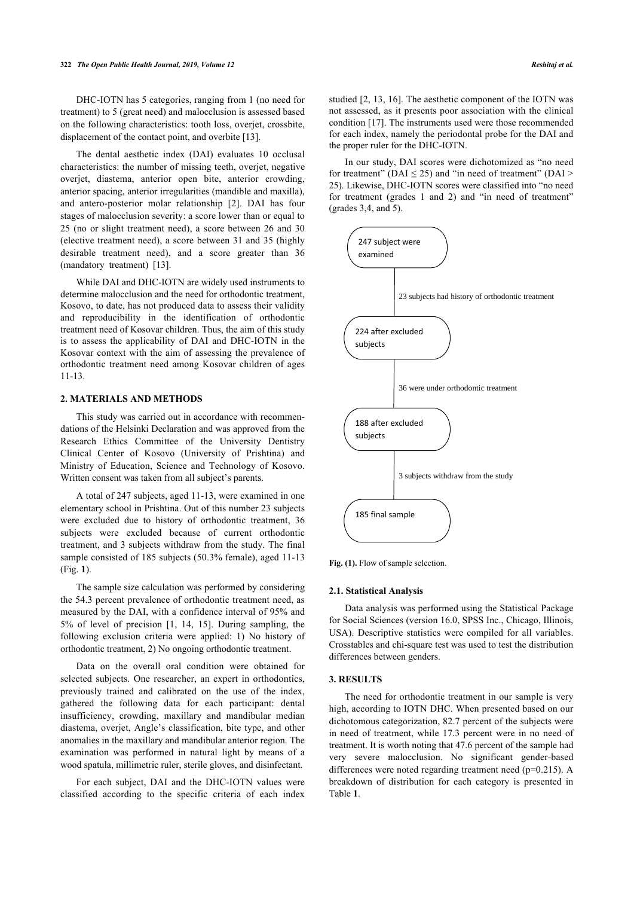DHC-IOTN has 5 categories, ranging from 1 (no need for treatment) to 5 (great need) and malocclusion is assessed based on the following characteristics: tooth loss, overjet, crossbite, displacement of the contact point, and overbite [13].

The dental aesthetic index (DAI) evaluates 10 occlusal characteristics: the number of missing teeth, overjet, negative overjet, diastema, anterior open bite, anterior crowding, anterior spacing, anterior irregularities (mandible and maxilla), and antero-posterior molar relationship [2]. DAI has four stages of malocclusion severity: a score lower than or equal to 25 (no or slight treatment need), a score between 26 and 30 (elective treatment need), a score between 31 and 35 (highly desirable treatment need), and a score greater than 36 (mandatory treatment) [13].

While DAI and DHC-IOTN are widely used instruments to determine malocclusion and the need for orthodontic treatment, Kosovo, to date, has not produced data to assess their validity and reproducibility in the identification of orthodontic treatment need of Kosovar children. Thus, the aim of this study is to assess the applicability of DAI and DHC-IOTN in the Kosovar context with the aim of assessing the prevalence of orthodontic treatment need among Kosovar children of ages 11-13.

## 2. MATERIALS AND METHODS

This study was carried out in accordance with recommendations of the Helsinki Declaration and was approved from the Research Ethics Committee of the University Dentistry Clinical Center of Kosovo (University of Prishtina) and Ministry of Education, Science and Technology of Kosovo. Written consent was taken from all subject's parents.

A total of 247 subjects, aged 11-13, were examined in one elementary school in Prishtina. Out of this number 23 subjects were excluded due to history of orthodontic treatment, 36 subjects were excluded because of current orthodontic treatment, and 3 subjects withdraw from the study. The final sample consisted of 185 subjects (50.3% female), aged 11-13 (Fig. **1**).

The sample size calculation was performed by considering the 54.3 percent prevalence of orthodontic treatment need, as measured by the DAI, with a confidence interval of 95% and 5% of level of precision [1, 14, 15]. During sampling, the following exclusion criteria were applied: 1) No history of orthodontic treatment, 2) No ongoing orthodontic treatment.

Data on the overall oral condition were obtained for selected subjects. One researcher, an expert in orthodontics, previously trained and calibrated on the use of the index, gathered the following data for each participant: dental insufficiency, crowding, maxillary and mandibular median diastema, overjet, Angle's classification, bite type, and other anomalies in the maxillary and mandibular anterior region. The examination was performed in natural light by means of a wood spatula, millimetric ruler, sterile gloves, and disinfectant.

For each subject, DAI and the DHC-IOTN values were classified according to the specific criteria of each index studied [2, 13, 16]. The aesthetic component of the IOTN was not assessed, as it presents poor association with the clinical condition [17]. The instruments used were those recommended for each index, namely the periodontal probe for the DAI and the proper ruler for the DHC-IOTN.

In our study, DAI scores were dichotomized as "no need for treatment" (DAI $\leq 25$) and "in need of treatment" (DAI $> 25$). Likewise, DHC-IOTN scores were classified into "no need for treatment (grades 1 and 2) and "in need of treatment" (grades 3,4, and 5).

247 subject were examined

23 subjects had history of orthodontic treatment

224 after excluded subjects

36 were under orthodontic treatment

188 after excluded subjects

3 subjects withdraw from the study

185 final sample

**Fig. (1).** Flow of sample selection.

### 2.1. Statistical Analysis

Data analysis was performed using the Statistical Package for Social Sciences (version 16.0, SPSS Inc., Chicago, Illinois, USA). Descriptive statistics were compiled for all variables. Crosstables and chi-square test was used to test the distribution differences between genders.

## 3. RESULTS

The need for orthodontic treatment in our sample is very high, according to IOTN DHC. When presented based on our dichotomous categorization, 82.7 percent of the subjects were in need of treatment, while 17.3 percent were in no need of treatment. It is worth noting that 47.6 percent of the sample had very severe malocclusion. No significant gender-based differences were noted regarding treatment need ($p=0.215$). A breakdown of distribution for each category is presented in Table **1**.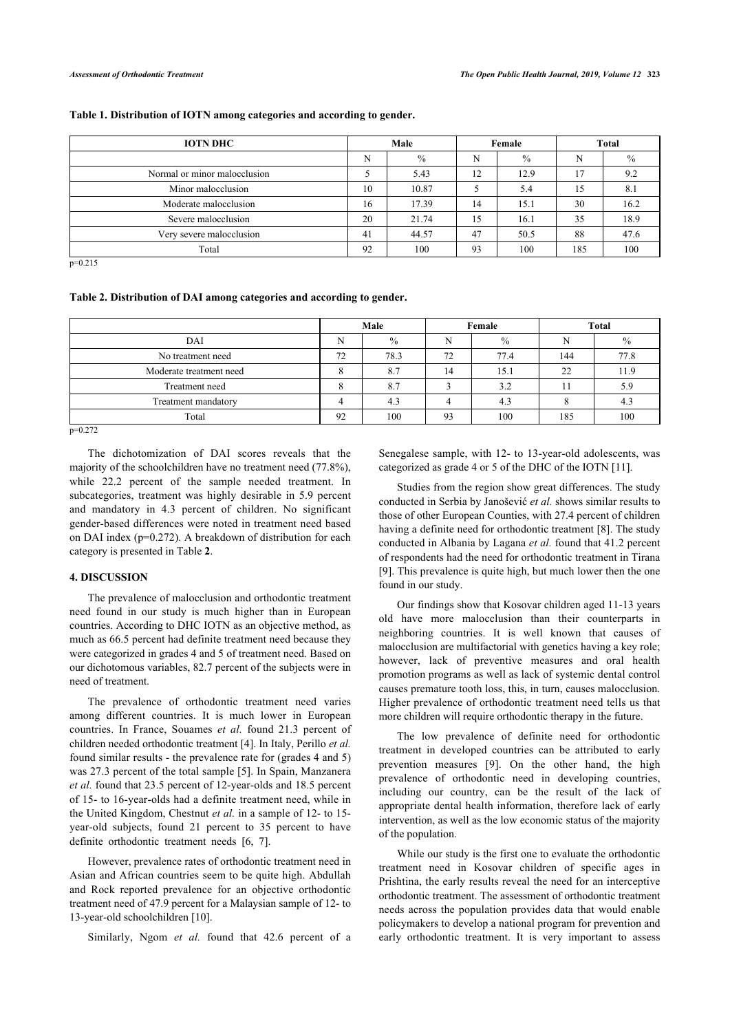**Table 1. Distribution of IOTN among categories and according to gender.**

| IOTN DHC | Male | | Female | | Total | |
|---|---|---|---|---|---|---|
| | N | % | N | % | N | % |
| Normal or minor malocclusion | 5 | 5.43 | 12 | 12.9 | 17 | 9.2 |
| Minor malocclusion | 10 | 10.87 | 5 | 5.4 | 15 | 8.1 |
| Moderate malocclusion | 16 | 17.39 | 14 | 15.1 | 30 | 16.2 |
| Severe malocclusion | 20 | 21.74 | 15 | 16.1 | 35 | 18.9 |
| Very severe malocclusion | 41 | 44.57 | 47 | 50.5 | 88 | 47.6 |
| Total | 92 | 100 | 93 | 100 | 185 | 100 |

p=0.215

**Table 2. Distribution of DAI among categories and according to gender.**

| | Male | | Female | | Total | |
|---|---|---|---|---|---|---|
| DAI | N | % | N | % | N | % |
| No treatment need | 72 | 78.3 | 72 | 77.4 | 144 | 77.8 |
| Moderate treatment need | 8 | 8.7 | 14 | 15.1 | 22 | 11.9 |
| Treatment need | 8 | 8.7 | 3 | 3.2 | 11 | 5.9 |
| Treatment mandatory | 4 | 4.3 | 4 | 4.3 | 8 | 4.3 |
| Total | 92 | 100 | 93 | 100 | 185 | 100 |

p=0.272

The dichotomization of DAI scores reveals that the majority of the schoolchildren have no treatment need (77.8%), while 22.2 percent of the sample needed treatment. In subcategories, treatment was highly desirable in 5.9 percent and mandatory in 4.3 percent of children. No significant gender-based differences were noted in treatment need based on DAI index (p=0.272). A breakdown of distribution for each category is presented in Table **2**.

## 4. DISCUSSION

The prevalence of malocclusion and orthodontic treatment need found in our study is much higher than in European countries. According to DHC IOTN as an objective method, as much as 66.5 percent had definite treatment need because they were categorized in grades 4 and 5 of treatment need. Based on our dichotomous variables, 82.7 percent of the subjects were in need of treatment.

The prevalence of orthodontic treatment need varies among different countries. It is much lower in European countries. In France, Souames *et al.* found 21.3 percent of children needed orthodontic treatment [4]. In Italy, Perillo *et al.* found similar results - the prevalence rate for (grades 4 and 5) was 27.3 percent of the total sample [5]. In Spain, Manzanera *et al.* found that 23.5 percent of 12-year-olds and 18.5 percent of 15- to 16-year-olds had a definite treatment need, while in the United Kingdom, Chestnut *et al.* in a sample of 12- to 15-year-old subjects, found 21 percent to 35 percent to have definite orthodontic treatment needs [6, 7].

However, prevalence rates of orthodontic treatment need in Asian and African countries seem to be quite high. Abdullah and Rock reported prevalence for an objective orthodontic treatment need of 47.9 percent for a Malaysian sample of 12- to 13-year-old schoolchildren [10].

Similarly, Ngom *et al.* found that 42.6 percent of a Senegalese sample, with 12- to 13-year-old adolescents, was categorized as grade 4 or 5 of the DHC of the IOTN [11].

Studies from the region show great differences. The study conducted in Serbia by Janošević *et al.* shows similar results to those of other European Counties, with 27.4 percent of children having a definite need for orthodontic treatment [8]. The study conducted in Albania by Lagana *et al.* found that 41.2 percent of respondents had the need for orthodontic treatment in Tirana [9]. This prevalence is quite high, but much lower then the one found in our study.

Our findings show that Kosovar children aged 11-13 years old have more malocclusion than their counterparts in neighboring countries. It is well known that causes of malocclusion are multifactorial with genetics having a key role; however, lack of preventive measures and oral health promotion programs as well as lack of systemic dental control causes premature tooth loss, this, in turn, causes malocclusion. Higher prevalence of orthodontic treatment need tells us that more children will require orthodontic therapy in the future.

The low prevalence of definite need for orthodontic treatment in developed countries can be attributed to early prevention measures [9]. On the other hand, the high prevalence of orthodontic need in developing countries, including our country, can be the result of the lack of appropriate dental health information, therefore lack of early intervention, as well as the low economic status of the majority of the population.

While our study is the first one to evaluate the orthodontic treatment need in Kosovar children of specific ages in Prishtina, the early results reveal the need for an interceptive orthodontic treatment. The assessment of orthodontic treatment needs across the population provides data that would enable policymakers to develop a national program for prevention and early orthodontic treatment. It is very important to assess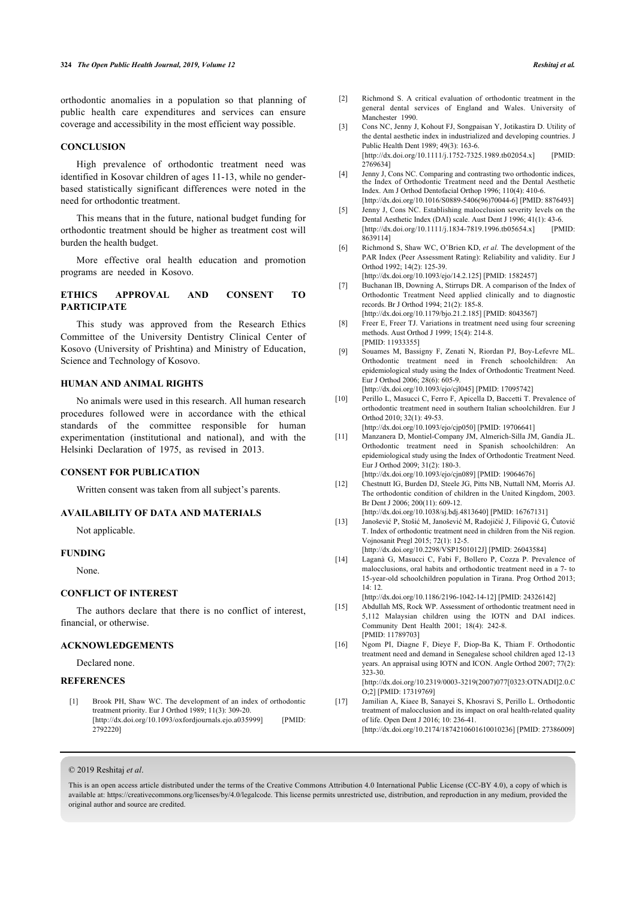orthodontic anomalies in a population so that planning of public health care expenditures and services can ensure coverage and accessibility in the most efficient way possible.

## CONCLUSION

High prevalence of orthodontic treatment need was identified in Kosovar children of ages 11-13, while no gender-based statistically significant differences were noted in the need for orthodontic treatment.

This means that in the future, national budget funding for orthodontic treatment should be higher as treatment cost will burden the health budget.

More effective oral health education and promotion programs are needed in Kosovo.

## ETHICS APPROVAL AND CONSENT TO PARTICIPATE

This study was approved from the Research Ethics Committee of the University Dentistry Clinical Center of Kosovo (University of Prishtina) and Ministry of Education, Science and Technology of Kosovo.

## HUMAN AND ANIMAL RIGHTS

No animals were used in this research. All human research procedures followed were in accordance with the ethical standards of the committee responsible for human experimentation (institutional and national), and with the Helsinki Declaration of 1975, as revised in 2013.

## CONSENT FOR PUBLICATION

Written consent was taken from all subject's parents.

## AVAILABILITY OF DATA AND MATERIALS

Not applicable.

## FUNDING

None.

## CONFLICT OF INTEREST

The authors declare that there is no conflict of interest, financial, or otherwise.

## ACKNOWLEDGEMENTS

Declared none.

## REFERENCES

[1] Brook PH, Shaw WC. The development of an index of orthodontic treatment priority. Eur J Orthod 1989; 11(3): 309-20. [http://dx.doi.org/10.1093/oxfordjournals.ejo.a035999] [PMID: 2792220]

[2] Richmond S. A critical evaluation of orthodontic treatment in the general dental services of England and Wales. University of Manchester 1990.

[3] Cons NC, Jenny J, Kohout FJ, Songpaisan Y, Jotikastira D. Utility of the dental aesthetic index in industrialized and developing countries. J Public Health Dent 1989; 49(3): 163-6. [http://dx.doi.org/10.1111/j.1752-7325.1989.tb02054.x] [PMID: 2769634]

[4] Jenny J, Cons NC. Comparing and contrasting two orthodontic indices, the Index of Orthodontic Treatment need and the Dental Aesthetic Index. Am J Orthod Dentofacial Orthop 1996; 110(4): 410-6. [http://dx.doi.org/10.1016/S0889-5406(96)70044-6] [PMID: 8876493]

[5] Jenny J, Cons NC. Establishing malocclusion severity levels on the Dental Aesthetic Index (DAI) scale. Aust Dent J 1996; 41(1): 43-6. [http://dx.doi.org/10.1111/j.1834-7819.1996.tb05654.x] [PMID: 8639114]

[6] Richmond S, Shaw WC, O'Brien KD, *et al.* The development of the PAR Index (Peer Assessment Rating): Reliability and validity. Eur J Orthod 1992; 14(2): 125-39. [http://dx.doi.org/10.1093/ejo/14.2.125] [PMID: 1582457]

[7] Buchanan IB, Downing A, Stirrups DR. A comparison of the Index of Orthodontic Treatment Need applied clinically and to diagnostic records. Br J Orthod 1994; 21(2): 185-8. [http://dx.doi.org/10.1179/bjo.21.2.185] [PMID: 8043567]

[8] Freer E, Freer TJ. Variations in treatment need using four screening methods. Aust Orthod J 1999; 15(4): 214-8. [PMID: 11933355]

[9] Souames M, Bassigny F, Zenati N, Riordan PJ, Boy-Lefevre ML. Orthodontic treatment need in French schoolchildren: An epidemiological study using the Index of Orthodontic Treatment Need. Eur J Orthod 2006; 28(6): 605-9. [http://dx.doi.org/10.1093/ejo/cjl045] [PMID: 17095742]

[10] Perillo L, Masucci C, Ferro F, Apicella D, Baccetti T. Prevalence of orthodontic treatment need in southern Italian schoolchildren. Eur J Orthod 2010; 32(1): 49-53. [http://dx.doi.org/10.1093/ejo/cjp050] [PMID: 19706641]

[11] Manzanera D, Montiel-Company JM, Almerich-Silla JM, Gandía JL. Orthodontic treatment need in Spanish schoolchildren: An epidemiological study using the Index of Orthodontic Treatment Need. Eur J Orthod 2009; 31(2): 180-3. [http://dx.doi.org/10.1093/ejo/cjn089] [PMID: 19064676]

[12] Chestnutt IG, Burden DJ, Steele JG, Pitts NB, Nuttall NM, Morris AJ. The orthodontic condition of children in the United Kingdom, 2003. Br Dent J 2006; 200(11): 609-12. [http://dx.doi.org/10.1038/sj.bdj.4813640] [PMID: 16767131]

[13] Janošević P, Stošić M, Janošević M, Radojičić J, Filipović G, Čutović T. Index of orthodontic treatment need in children from the Niš region. Vojnosanit Pregl 2015; 72(1): 12-5. [http://dx.doi.org/10.2298/VSP1501012J] [PMID: 26043584]

[14] Laganà G, Masucci C, Fabi F, Bollero P, Cozza P. Prevalence of malocclusions, oral habits and orthodontic treatment need in a 7- to 15-year-old schoolchildren population in Tirana. Prog Orthod 2013; 14: 12. [http://dx.doi.org/10.1186/2196-1042-14-12] [PMID: 24326142]

[15] Abdullah MS, Rock WP. Assessment of orthodontic treatment need in 5,112 Malaysian children using the IOTN and DAI indices. Community Dent Health 2001; 18(4): 242-8. [PMID: 11789703]

[16] Ngom PI, Diagne F, Dieye F, Diop-Ba K, Thiam F. Orthodontic treatment need and demand in Senegalese school children aged 12-13 years. An appraisal using IOTN and ICON. Angle Orthod 2007; 77(2): 323-30. [http://dx.doi.org/10.2319/0003-3219(2007)077[0323:OTNADI]2.0.CO;2] [PMID: 17319769]

[17] Jamilian A, Kiaee B, Sanayei S, Khosravi S, Perillo L. Orthodontic treatment of malocclusion and its impact on oral health-related quality of life. Open Dent J 2016; 10: 236-41. [http://dx.doi.org/10.2174/1874210601610010236] [PMID: 27386009]

© 2019 Reshitaj *et al*.

This is an open access article distributed under the terms of the Creative Commons Attribution 4.0 International Public License (CC-BY 4.0), a copy of which is available at: https://creativecommons.org/licenses/by/4.0/legalcode. This license permits unrestricted use, distribution, and reproduction in any medium, provided the original author and source are credited.